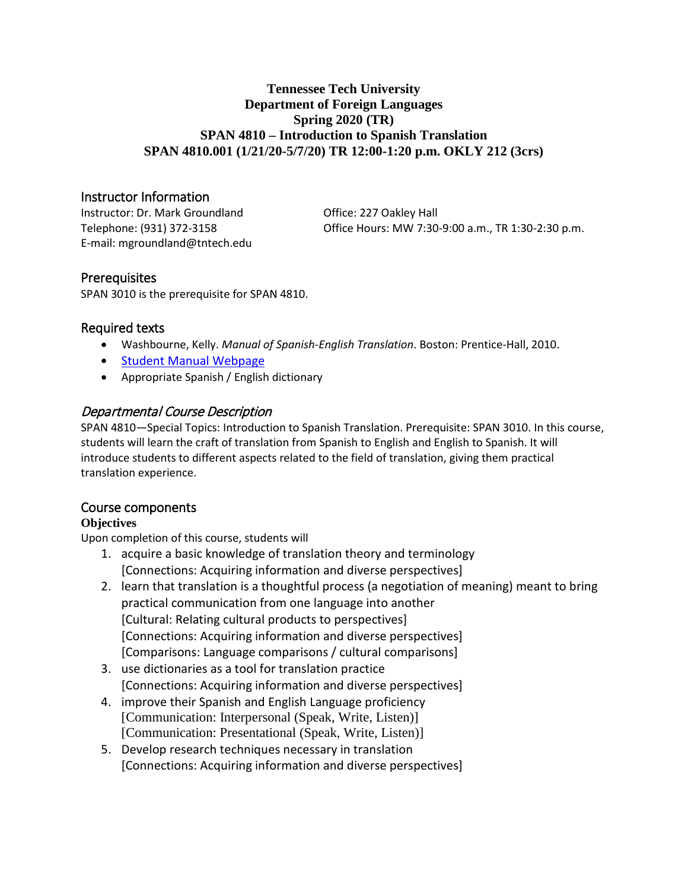**Tennessee Tech University**
**Department of Foreign Languages**
**Spring 2020 (TR)**
**SPAN 4810 – Introduction to Spanish Translation**
**SPAN 4810.001 (1/21/20-5/7/20) TR 12:00-1:20 p.m. OKLY 212 (3crs)**

## Instructor Information

Instructor: Dr. Mark Groundland
Telephone: (931) 372-3158
E-mail: mgroundland@tntech.edu
Office: 227 Oakley Hall
Office Hours: MW 7:30-9:00 a.m., TR 1:30-2:30 p.m.

## Prerequisites

SPAN 3010 is the prerequisite for SPAN 4810.

## Required texts

- Washbourne, Kelly. *Manual of Spanish-English Translation*. Boston: Prentice-Hall, 2010.
- Student Manual Webpage
- Appropriate Spanish / English dictionary

## *Departmental Course Description*

SPAN 4810—Special Topics: Introduction to Spanish Translation. Prerequisite: SPAN 3010. In this course, students will learn the craft of translation from Spanish to English and English to Spanish. It will introduce students to different aspects related to the field of translation, giving them practical translation experience.

## Course components

**Objectives**

Upon completion of this course, students will

1. acquire a basic knowledge of translation theory and terminology
   [Connections: Acquiring information and diverse perspectives]
2. learn that translation is a thoughtful process (a negotiation of meaning) meant to bring practical communication from one language into another
   [Cultural: Relating cultural products to perspectives]
   [Connections: Acquiring information and diverse perspectives]
   [Comparisons: Language comparisons / cultural comparisons]
3. use dictionaries as a tool for translation practice
   [Connections: Acquiring information and diverse perspectives]
4. improve their Spanish and English Language proficiency
   [Communication: Interpersonal (Speak, Write, Listen)]
   [Communication: Presentational (Speak, Write, Listen)]
5. Develop research techniques necessary in translation
   [Connections: Acquiring information and diverse perspectives]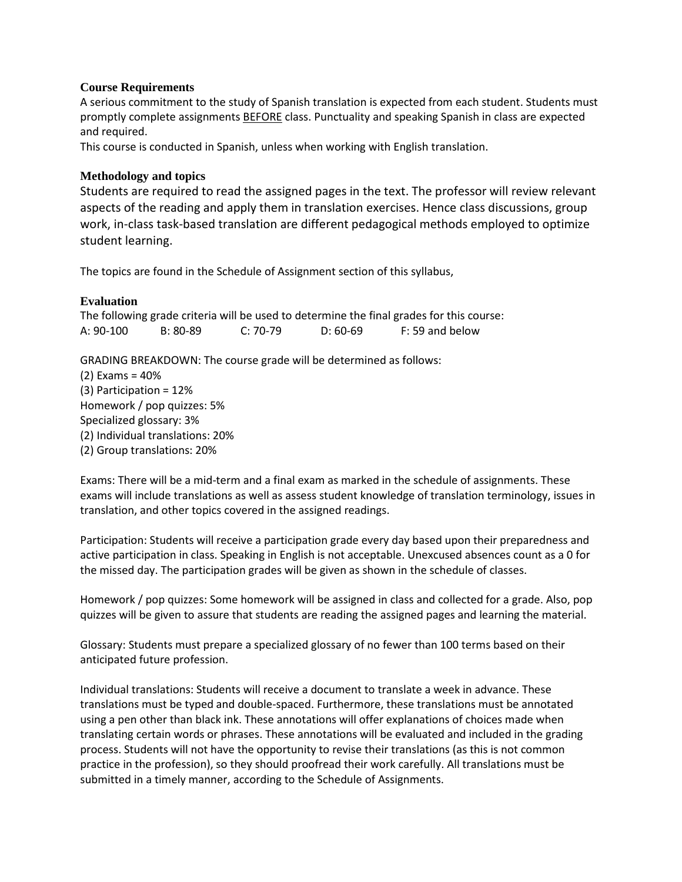### Course Requirements

A serious commitment to the study of Spanish translation is expected from each student. Students must promptly complete assignments <u>BEFORE</u> class. Punctuality and speaking Spanish in class are expected and required.

This course is conducted in Spanish, unless when working with English translation.

### Methodology and topics

Students are required to read the assigned pages in the text. The professor will review relevant aspects of the reading and apply them in translation exercises. Hence class discussions, group work, in-class task-based translation are different pedagogical methods employed to optimize student learning.

The topics are found in the Schedule of Assignment section of this syllabus,

### Evaluation

The following grade criteria will be used to determine the final grades for this course:

| A: 90-100 | B: 80-89 | C: 70-79 | D: 60-69 | F: 59 and below |
|---|---|---|---|---|

GRADING BREAKDOWN: The course grade will be determined as follows:

(2) Exams = 40%
(3) Participation = 12%
Homework / pop quizzes: 5%
Specialized glossary: 3%
(2) Individual translations: 20%
(2) Group translations: 20%

Exams: There will be a mid-term and a final exam as marked in the schedule of assignments. These exams will include translations as well as assess student knowledge of translation terminology, issues in translation, and other topics covered in the assigned readings.

Participation: Students will receive a participation grade every day based upon their preparedness and active participation in class. Speaking in English is not acceptable. Unexcused absences count as a 0 for the missed day. The participation grades will be given as shown in the schedule of classes.

Homework / pop quizzes: Some homework will be assigned in class and collected for a grade. Also, pop quizzes will be given to assure that students are reading the assigned pages and learning the material.

Glossary: Students must prepare a specialized glossary of no fewer than 100 terms based on their anticipated future profession.

Individual translations: Students will receive a document to translate a week in advance. These translations must be typed and double-spaced. Furthermore, these translations must be annotated using a pen other than black ink. These annotations will offer explanations of choices made when translating certain words or phrases. These annotations will be evaluated and included in the grading process. Students will not have the opportunity to revise their translations (as this is not common practice in the profession), so they should proofread their work carefully. All translations must be submitted in a timely manner, according to the Schedule of Assignments.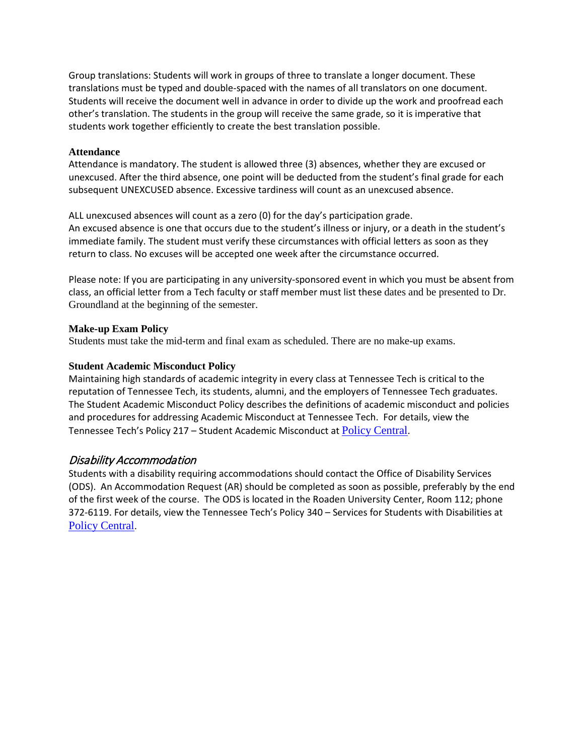Group translations: Students will work in groups of three to translate a longer document. These translations must be typed and double-spaced with the names of all translators on one document. Students will receive the document well in advance in order to divide up the work and proofread each other's translation. The students in the group will receive the same grade, so it is imperative that students work together efficiently to create the best translation possible.

**Attendance**

Attendance is mandatory. The student is allowed three (3) absences, whether they are excused or unexcused. After the third absence, one point will be deducted from the student's final grade for each subsequent UNEXCUSED absence. Excessive tardiness will count as an unexcused absence.

ALL unexcused absences will count as a zero (0) for the day's participation grade.

An excused absence is one that occurs due to the student's illness or injury, or a death in the student's immediate family. The student must verify these circumstances with official letters as soon as they return to class. No excuses will be accepted one week after the circumstance occurred.

Please note: If you are participating in any university-sponsored event in which you must be absent from class, an official letter from a Tech faculty or staff member must list these dates and be presented to Dr. Groundland at the beginning of the semester.

**Make-up Exam Policy**

Students must take the mid-term and final exam as scheduled. There are no make-up exams.

**Student Academic Misconduct Policy**

Maintaining high standards of academic integrity in every class at Tennessee Tech is critical to the reputation of Tennessee Tech, its students, alumni, and the employers of Tennessee Tech graduates. The Student Academic Misconduct Policy describes the definitions of academic misconduct and policies and procedures for addressing Academic Misconduct at Tennessee Tech. For details, view the Tennessee Tech's Policy 217 – Student Academic Misconduct at Policy Central.

## *Disability Accommodation*

Students with a disability requiring accommodations should contact the Office of Disability Services (ODS). An Accommodation Request (AR) should be completed as soon as possible, preferably by the end of the first week of the course. The ODS is located in the Roaden University Center, Room 112; phone 372-6119. For details, view the Tennessee Tech's Policy 340 – Services for Students with Disabilities at Policy Central.